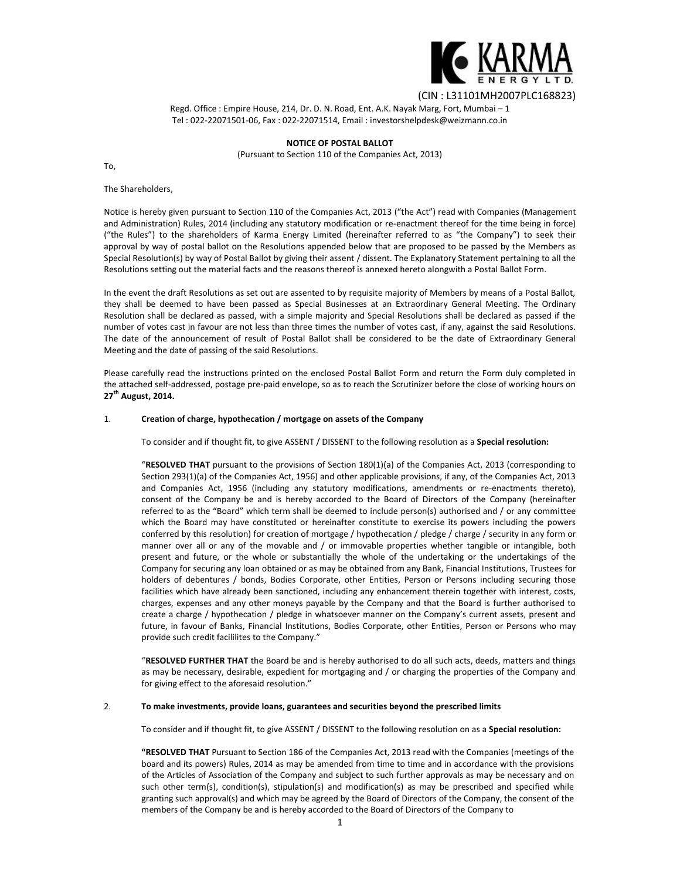KARMA ENERGY LTD.

(CIN : L31101MH2007PLC168823)

Regd. Office : Empire House, 214, Dr. D. N. Road, Ent. A.K. Nayak Marg, Fort, Mumbai – 1
Tel : 022-22071501-06, Fax : 022-22071514, Email : investorshelpdesk@weizmann.co.in

# NOTICE OF POSTAL BALLOT

(Pursuant to Section 110 of the Companies Act, 2013)

To,

The Shareholders,

Notice is hereby given pursuant to Section 110 of the Companies Act, 2013 ("the Act") read with Companies (Management and Administration) Rules, 2014 (including any statutory modification or re-enactment thereof for the time being in force) ("the Rules") to the shareholders of Karma Energy Limited (hereinafter referred to as "the Company") to seek their approval by way of postal ballot on the Resolutions appended below that are proposed to be passed by the Members as Special Resolution(s) by way of Postal Ballot by giving their assent / dissent. The Explanatory Statement pertaining to all the Resolutions setting out the material facts and the reasons thereof is annexed hereto alongwith a Postal Ballot Form.

In the event the draft Resolutions as set out are assented to by requisite majority of Members by means of a Postal Ballot, they shall be deemed to have been passed as Special Businesses at an Extraordinary General Meeting. The Ordinary Resolution shall be declared as passed, with a simple majority and Special Resolutions shall be declared as passed if the number of votes cast in favour are not less than three times the number of votes cast, if any, against the said Resolutions. The date of the announcement of result of Postal Ballot shall be considered to be the date of Extraordinary General Meeting and the date of passing of the said Resolutions.

Please carefully read the instructions printed on the enclosed Postal Ballot Form and return the Form duly completed in the attached self-addressed, postage pre-paid envelope, so as to reach the Scrutinizer before the close of working hours on **27th August, 2014.**

1. **Creation of charge, hypothecation / mortgage on assets of the Company**

   To consider and if thought fit, to give ASSENT / DISSENT to the following resolution as a **Special resolution:**

   "**RESOLVED THAT** pursuant to the provisions of Section 180(1)(a) of the Companies Act, 2013 (corresponding to Section 293(1)(a) of the Companies Act, 1956) and other applicable provisions, if any, of the Companies Act, 2013 and Companies Act, 1956 (including any statutory modifications, amendments or re-enactments thereto), consent of the Company be and is hereby accorded to the Board of Directors of the Company (hereinafter referred to as the "Board" which term shall be deemed to include person(s) authorised and / or any committee which the Board may have constituted or hereinafter constitute to exercise its powers including the powers conferred by this resolution) for creation of mortgage / hypothecation / pledge / charge / security in any form or manner over all or any of the movable and / or immovable properties whether tangible or intangible, both present and future, or the whole or substantially the whole of the undertaking or the undertakings of the Company for securing any loan obtained or as may be obtained from any Bank, Financial Institutions, Trustees for holders of debentures / bonds, Bodies Corporate, other Entities, Person or Persons including securing those facilities which have already been sanctioned, including any enhancement therein together with interest, costs, charges, expenses and any other moneys payable by the Company and that the Board is further authorised to create a charge / hypothecation / pledge in whatsoever manner on the Company's current assets, present and future, in favour of Banks, Financial Institutions, Bodies Corporate, other Entities, Person or Persons who may provide such credit facililites to the Company."

   "**RESOLVED FURTHER THAT** the Board be and is hereby authorised to do all such acts, deeds, matters and things as may be necessary, desirable, expedient for mortgaging and / or charging the properties of the Company and for giving effect to the aforesaid resolution."

2. **To make investments, provide loans, guarantees and securities beyond the prescribed limits**

   To consider and if thought fit, to give ASSENT / DISSENT to the following resolution on as a **Special resolution:**

   **"RESOLVED THAT** Pursuant to Section 186 of the Companies Act, 2013 read with the Companies (meetings of the board and its powers) Rules, 2014 as may be amended from time to time and in accordance with the provisions of the Articles of Association of the Company and subject to such further approvals as may be necessary and on such other term(s), condition(s), stipulation(s) and modification(s) as may be prescribed and specified while granting such approval(s) and which may be agreed by the Board of Directors of the Company, the consent of the members of the Company be and is hereby accorded to the Board of Directors of the Company to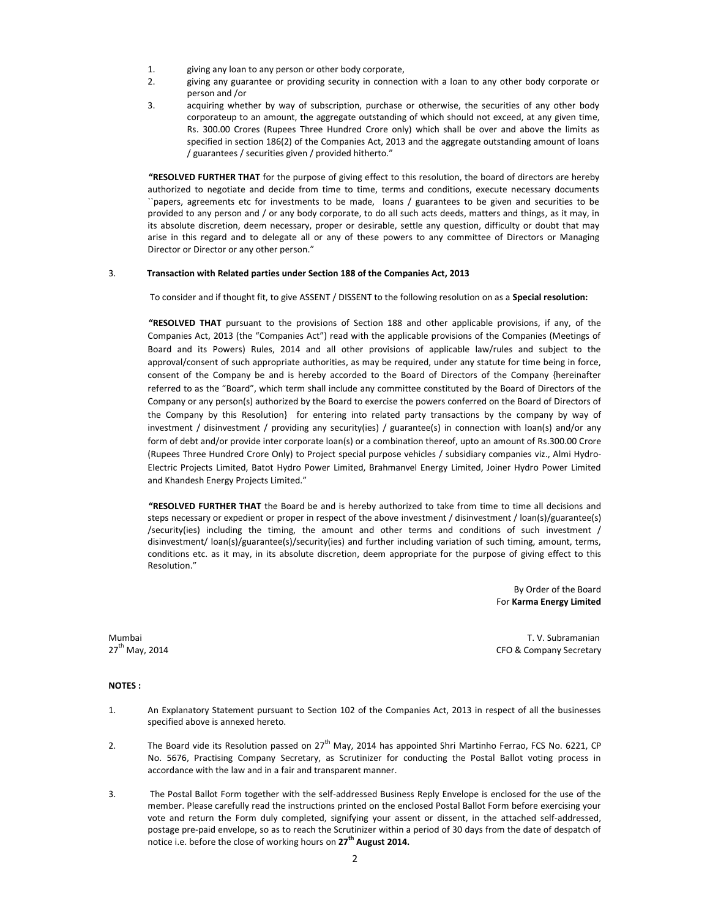1. giving any loan to any person or other body corporate,
2. giving any guarantee or providing security in connection with a loan to any other body corporate or person and /or
3. acquiring whether by way of subscription, purchase or otherwise, the securities of any other body corporateup to an amount, the aggregate outstanding of which should not exceed, at any given time, Rs. 300.00 Crores (Rupees Three Hundred Crore only) which shall be over and above the limits as specified in section 186(2) of the Companies Act, 2013 and the aggregate outstanding amount of loans / guarantees / securities given / provided hitherto."

**"RESOLVED FURTHER THAT** for the purpose of giving effect to this resolution, the board of directors are hereby authorized to negotiate and decide from time to time, terms and conditions, execute necessary documents ``papers, agreements etc for investments to be made, loans / guarantees to be given and securities to be provided to any person and / or any body corporate, to do all such acts deeds, matters and things, as it may, in its absolute discretion, deem necessary, proper or desirable, settle any question, difficulty or doubt that may arise in this regard and to delegate all or any of these powers to any committee of Directors or Managing Director or Director or any other person."

3. **Transaction with Related parties under Section 188 of the Companies Act, 2013**

To consider and if thought fit, to give ASSENT / DISSENT to the following resolution on as a **Special resolution:**

**"RESOLVED THAT** pursuant to the provisions of Section 188 and other applicable provisions, if any, of the Companies Act, 2013 (the "Companies Act") read with the applicable provisions of the Companies (Meetings of Board and its Powers) Rules, 2014 and all other provisions of applicable law/rules and subject to the approval/consent of such appropriate authorities, as may be required, under any statute for time being in force, consent of the Company be and is hereby accorded to the Board of Directors of the Company {hereinafter referred to as the "Board", which term shall include any committee constituted by the Board of Directors of the Company or any person(s) authorized by the Board to exercise the powers conferred on the Board of Directors of the Company by this Resolution} for entering into related party transactions by the company by way of investment / disinvestment / providing any security(ies) / guarantee(s) in connection with loan(s) and/or any form of debt and/or provide inter corporate loan(s) or a combination thereof, upto an amount of Rs.300.00 Crore (Rupees Three Hundred Crore Only) to Project special purpose vehicles / subsidiary companies viz., Almi Hydro-Electric Projects Limited, Batot Hydro Power Limited, Brahmanvel Energy Limited, Joiner Hydro Power Limited and Khandesh Energy Projects Limited."

**"RESOLVED FURTHER THAT** the Board be and is hereby authorized to take from time to time all decisions and steps necessary or expedient or proper in respect of the above investment / disinvestment / loan(s)/guarantee(s) /security(ies) including the timing, the amount and other terms and conditions of such investment / disinvestment/ loan(s)/guarantee(s)/security(ies) and further including variation of such timing, amount, terms, conditions etc. as it may, in its absolute discretion, deem appropriate for the purpose of giving effect to this Resolution."

By Order of the Board
For **Karma Energy Limited**

Mumbai
27th May, 2014

T. V. Subramanian
CFO & Company Secretary

**NOTES :**

1. An Explanatory Statement pursuant to Section 102 of the Companies Act, 2013 in respect of all the businesses specified above is annexed hereto.

2. The Board vide its Resolution passed on 27th May, 2014 has appointed Shri Martinho Ferrao, FCS No. 6221, CP No. 5676, Practising Company Secretary, as Scrutinizer for conducting the Postal Ballot voting process in accordance with the law and in a fair and transparent manner.

3. The Postal Ballot Form together with the self-addressed Business Reply Envelope is enclosed for the use of the member. Please carefully read the instructions printed on the enclosed Postal Ballot Form before exercising your vote and return the Form duly completed, signifying your assent or dissent, in the attached self-addressed, postage pre-paid envelope, so as to reach the Scrutinizer within a period of 30 days from the date of despatch of notice i.e. before the close of working hours on **27th August 2014.**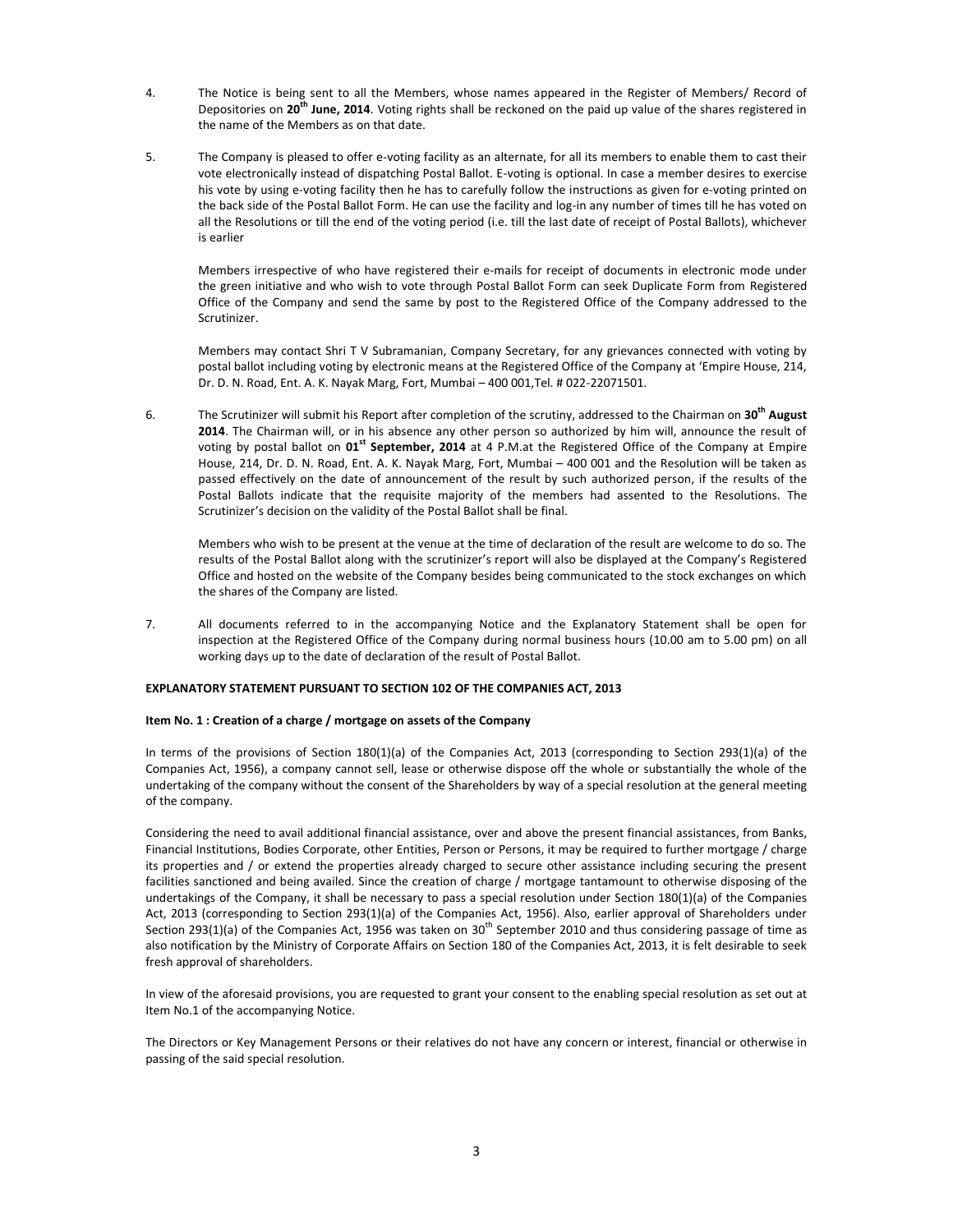4. The Notice is being sent to all the Members, whose names appeared in the Register of Members/ Record of Depositories on **20th June, 2014**. Voting rights shall be reckoned on the paid up value of the shares registered in the name of the Members as on that date.

5. The Company is pleased to offer e-voting facility as an alternate, for all its members to enable them to cast their vote electronically instead of dispatching Postal Ballot. E-voting is optional. In case a member desires to exercise his vote by using e-voting facility then he has to carefully follow the instructions as given for e-voting printed on the back side of the Postal Ballot Form. He can use the facility and log-in any number of times till he has voted on all the Resolutions or till the end of the voting period (i.e. till the last date of receipt of Postal Ballots), whichever is earlier

   Members irrespective of who have registered their e-mails for receipt of documents in electronic mode under the green initiative and who wish to vote through Postal Ballot Form can seek Duplicate Form from Registered Office of the Company and send the same by post to the Registered Office of the Company addressed to the Scrutinizer.

   Members may contact Shri T V Subramanian, Company Secretary, for any grievances connected with voting by postal ballot including voting by electronic means at the Registered Office of the Company at 'Empire House, 214, Dr. D. N. Road, Ent. A. K. Nayak Marg, Fort, Mumbai – 400 001,Tel. # 022-22071501.

6. The Scrutinizer will submit his Report after completion of the scrutiny, addressed to the Chairman on **30th August 2014**. The Chairman will, or in his absence any other person so authorized by him will, announce the result of voting by postal ballot on **01st September, 2014** at 4 P.M.at the Registered Office of the Company at Empire House, 214, Dr. D. N. Road, Ent. A. K. Nayak Marg, Fort, Mumbai – 400 001 and the Resolution will be taken as passed effectively on the date of announcement of the result by such authorized person, if the results of the Postal Ballots indicate that the requisite majority of the members had assented to the Resolutions. The Scrutinizer's decision on the validity of the Postal Ballot shall be final.

   Members who wish to be present at the venue at the time of declaration of the result are welcome to do so. The results of the Postal Ballot along with the scrutinizer's report will also be displayed at the Company's Registered Office and hosted on the website of the Company besides being communicated to the stock exchanges on which the shares of the Company are listed.

7. All documents referred to in the accompanying Notice and the Explanatory Statement shall be open for inspection at the Registered Office of the Company during normal business hours (10.00 am to 5.00 pm) on all working days up to the date of declaration of the result of Postal Ballot.

**EXPLANATORY STATEMENT PURSUANT TO SECTION 102 OF THE COMPANIES ACT, 2013**

**Item No. 1 : Creation of a charge / mortgage on assets of the Company**

In terms of the provisions of Section 180(1)(a) of the Companies Act, 2013 (corresponding to Section 293(1)(a) of the Companies Act, 1956), a company cannot sell, lease or otherwise dispose off the whole or substantially the whole of the undertaking of the company without the consent of the Shareholders by way of a special resolution at the general meeting of the company.

Considering the need to avail additional financial assistance, over and above the present financial assistances, from Banks, Financial Institutions, Bodies Corporate, other Entities, Person or Persons, it may be required to further mortgage / charge its properties and / or extend the properties already charged to secure other assistance including securing the present facilities sanctioned and being availed. Since the creation of charge / mortgage tantamount to otherwise disposing of the undertakings of the Company, it shall be necessary to pass a special resolution under Section 180(1)(a) of the Companies Act, 2013 (corresponding to Section 293(1)(a) of the Companies Act, 1956). Also, earlier approval of Shareholders under Section 293(1)(a) of the Companies Act, 1956 was taken on 30th September 2010 and thus considering passage of time as also notification by the Ministry of Corporate Affairs on Section 180 of the Companies Act, 2013, it is felt desirable to seek fresh approval of shareholders.

In view of the aforesaid provisions, you are requested to grant your consent to the enabling special resolution as set out at Item No.1 of the accompanying Notice.

The Directors or Key Management Persons or their relatives do not have any concern or interest, financial or otherwise in passing of the said special resolution.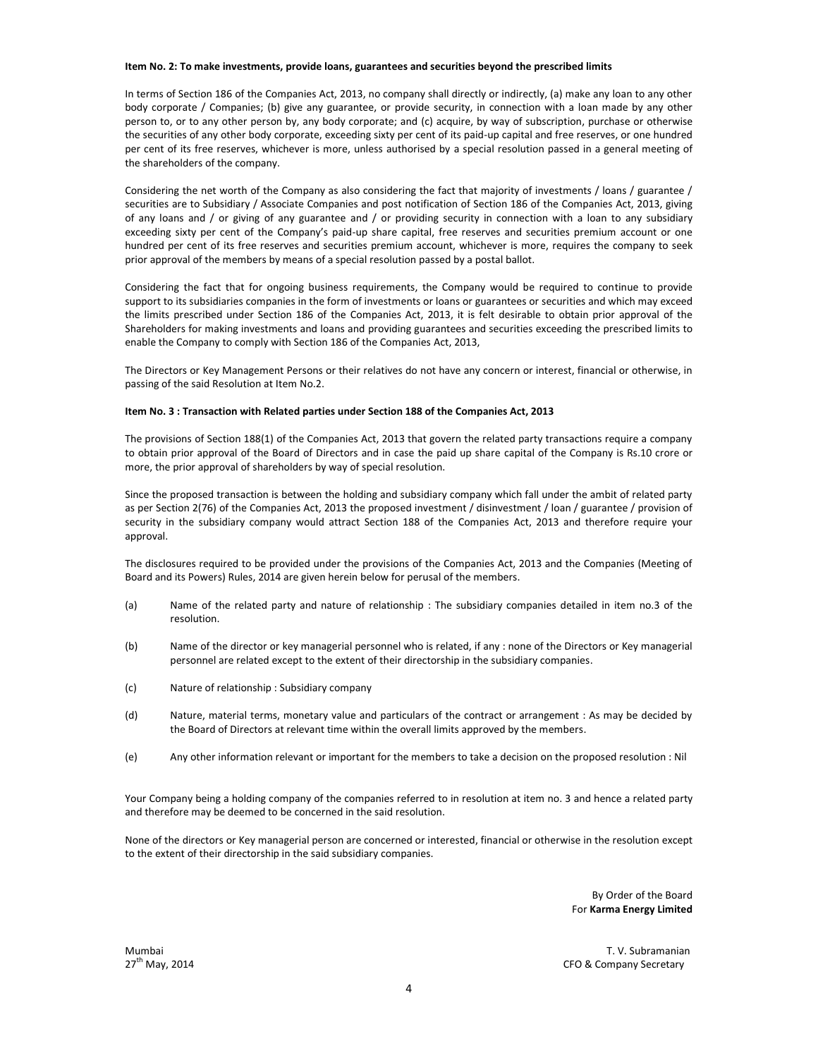**Item No. 2: To make investments, provide loans, guarantees and securities beyond the prescribed limits**

In terms of Section 186 of the Companies Act, 2013, no company shall directly or indirectly, (a) make any loan to any other body corporate / Companies; (b) give any guarantee, or provide security, in connection with a loan made by any other person to, or to any other person by, any body corporate; and (c) acquire, by way of subscription, purchase or otherwise the securities of any other body corporate, exceeding sixty per cent of its paid-up capital and free reserves, or one hundred per cent of its free reserves, whichever is more, unless authorised by a special resolution passed in a general meeting of the shareholders of the company.

Considering the net worth of the Company as also considering the fact that majority of investments / loans / guarantee / securities are to Subsidiary / Associate Companies and post notification of Section 186 of the Companies Act, 2013, giving of any loans and / or giving of any guarantee and / or providing security in connection with a loan to any subsidiary exceeding sixty per cent of the Company's paid-up share capital, free reserves and securities premium account or one hundred per cent of its free reserves and securities premium account, whichever is more, requires the company to seek prior approval of the members by means of a special resolution passed by a postal ballot.

Considering the fact that for ongoing business requirements, the Company would be required to continue to provide support to its subsidiaries companies in the form of investments or loans or guarantees or securities and which may exceed the limits prescribed under Section 186 of the Companies Act, 2013, it is felt desirable to obtain prior approval of the Shareholders for making investments and loans and providing guarantees and securities exceeding the prescribed limits to enable the Company to comply with Section 186 of the Companies Act, 2013,

The Directors or Key Management Persons or their relatives do not have any concern or interest, financial or otherwise, in passing of the said Resolution at Item No.2.

**Item No. 3 : Transaction with Related parties under Section 188 of the Companies Act, 2013**

The provisions of Section 188(1) of the Companies Act, 2013 that govern the related party transactions require a company to obtain prior approval of the Board of Directors and in case the paid up share capital of the Company is Rs.10 crore or more, the prior approval of shareholders by way of special resolution.

Since the proposed transaction is between the holding and subsidiary company which fall under the ambit of related party as per Section 2(76) of the Companies Act, 2013 the proposed investment / disinvestment / loan / guarantee / provision of security in the subsidiary company would attract Section 188 of the Companies Act, 2013 and therefore require your approval.

The disclosures required to be provided under the provisions of the Companies Act, 2013 and the Companies (Meeting of Board and its Powers) Rules, 2014 are given herein below for perusal of the members.

(a) Name of the related party and nature of relationship : The subsidiary companies detailed in item no.3 of the resolution.

(b) Name of the director or key managerial personnel who is related, if any : none of the Directors or Key managerial personnel are related except to the extent of their directorship in the subsidiary companies.

(c) Nature of relationship : Subsidiary company

(d) Nature, material terms, monetary value and particulars of the contract or arrangement : As may be decided by the Board of Directors at relevant time within the overall limits approved by the members.

(e) Any other information relevant or important for the members to take a decision on the proposed resolution : Nil

Your Company being a holding company of the companies referred to in resolution at item no. 3 and hence a related party and therefore may be deemed to be concerned in the said resolution.

None of the directors or Key managerial person are concerned or interested, financial or otherwise in the resolution except to the extent of their directorship in the said subsidiary companies.

By Order of the Board
For **Karma Energy Limited**

Mumbai
27th May, 2014

T. V. Subramanian
CFO & Company Secretary